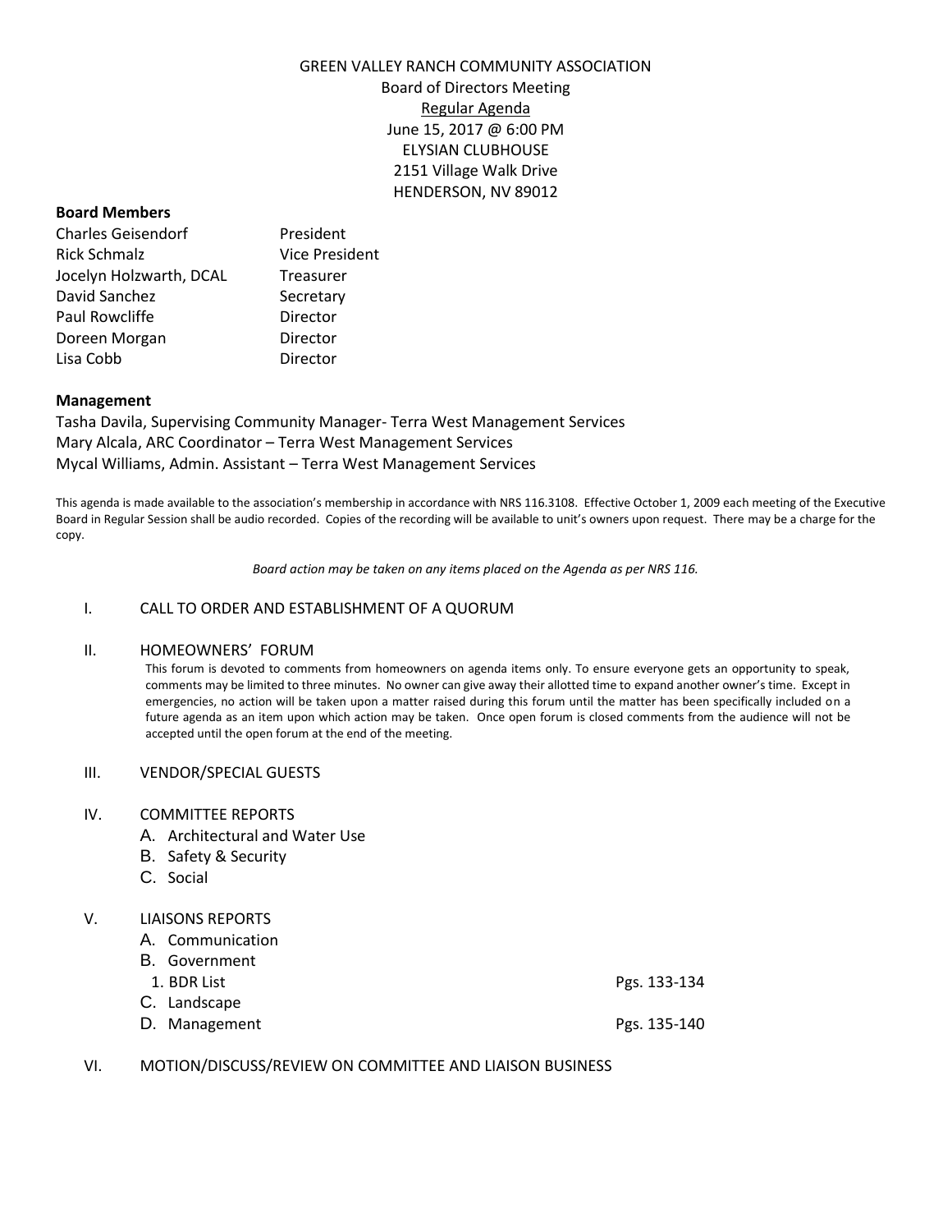# GREEN VALLEY RANCH COMMUNITY ASSOCIATION

Board of Directors Meeting

Regular Agenda

June 15, 2017 @ 6:00 PM

ELYSIAN CLUBHOUSE

2151 Village Walk Drive

HENDERSON, NV 89012

**Board Members**

| | |
|---|---|
| Charles Geisendorf | President |
| Rick Schmalz | Vice President |
| Jocelyn Holzwarth, DCAL | Treasurer |
| David Sanchez | Secretary |
| Paul Rowcliffe | Director |
| Doreen Morgan | Director |
| Lisa Cobb | Director |

**Management**

Tasha Davila, Supervising Community Manager- Terra West Management Services

Mary Alcala, ARC Coordinator – Terra West Management Services

Mycal Williams, Admin. Assistant – Terra West Management Services

This agenda is made available to the association's membership in accordance with NRS 116.3108. Effective October 1, 2009 each meeting of the Executive Board in Regular Session shall be audio recorded. Copies of the recording will be available to unit's owners upon request. There may be a charge for the copy.

*Board action may be taken on any items placed on the Agenda as per NRS 116.*

I. CALL TO ORDER AND ESTABLISHMENT OF A QUORUM

II. HOMEOWNERS' FORUM

This forum is devoted to comments from homeowners on agenda items only. To ensure everyone gets an opportunity to speak, comments may be limited to three minutes. No owner can give away their allotted time to expand another owner's time. Except in emergencies, no action will be taken upon a matter raised during this forum until the matter has been specifically included on a future agenda as an item upon which action may be taken. Once open forum is closed comments from the audience will not be accepted until the open forum at the end of the meeting.

III. VENDOR/SPECIAL GUESTS

IV. COMMITTEE REPORTS

A. Architectural and Water Use

B. Safety & Security

C. Social

V. LIAISONS REPORTS

A. Communication

B. Government

1. BDR List — Pgs. 133-134

C. Landscape

D. Management — Pgs. 135-140

VI. MOTION/DISCUSS/REVIEW ON COMMITTEE AND LIAISON BUSINESS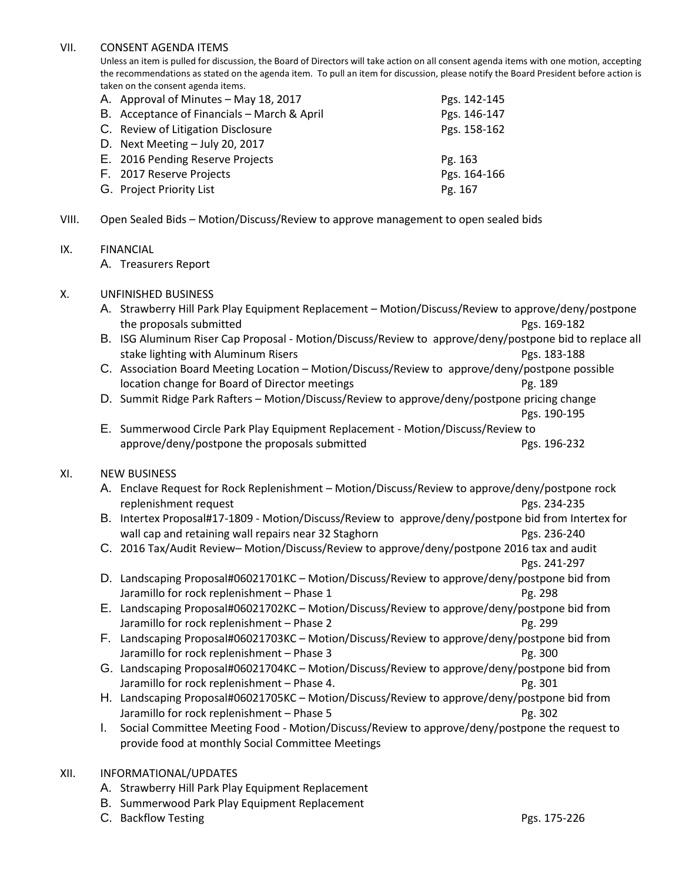## VII. CONSENT AGENDA ITEMS

Unless an item is pulled for discussion, the Board of Directors will take action on all consent agenda items with one motion, accepting the recommendations as stated on the agenda item. To pull an item for discussion, please notify the Board President before action is taken on the consent agenda items.

A. Approval of Minutes – May 18, 2017 — Pgs. 142-145
B. Acceptance of Financials – March & April — Pgs. 146-147
C. Review of Litigation Disclosure — Pgs. 158-162
D. Next Meeting – July 20, 2017
E. 2016 Pending Reserve Projects — Pg. 163
F. 2017 Reserve Projects — Pgs. 164-166
G. Project Priority List — Pg. 167

## VIII. Open Sealed Bids – Motion/Discuss/Review to approve management to open sealed bids

## IX. FINANCIAL

A. Treasurers Report

## X. UNFINISHED BUSINESS

A. Strawberry Hill Park Play Equipment Replacement – Motion/Discuss/Review to approve/deny/postpone the proposals submitted — Pgs. 169-182
B. ISG Aluminum Riser Cap Proposal - Motion/Discuss/Review to approve/deny/postpone bid to replace all stake lighting with Aluminum Risers — Pgs. 183-188
C. Association Board Meeting Location – Motion/Discuss/Review to approve/deny/postpone possible location change for Board of Director meetings — Pg. 189
D. Summit Ridge Park Rafters – Motion/Discuss/Review to approve/deny/postpone pricing change — Pgs. 190-195
E. Summerwood Circle Park Play Equipment Replacement - Motion/Discuss/Review to approve/deny/postpone the proposals submitted — Pgs. 196-232

## XI. NEW BUSINESS

A. Enclave Request for Rock Replenishment – Motion/Discuss/Review to approve/deny/postpone rock replenishment request — Pgs. 234-235
B. Intertex Proposal#17-1809 - Motion/Discuss/Review to approve/deny/postpone bid from Intertex for wall cap and retaining wall repairs near 32 Staghorn — Pgs. 236-240
C. 2016 Tax/Audit Review– Motion/Discuss/Review to approve/deny/postpone 2016 tax and audit — Pgs. 241-297
D. Landscaping Proposal#06021701KC – Motion/Discuss/Review to approve/deny/postpone bid from Jaramillo for rock replenishment – Phase 1 — Pg. 298
E. Landscaping Proposal#06021702KC – Motion/Discuss/Review to approve/deny/postpone bid from Jaramillo for rock replenishment – Phase 2 — Pg. 299
F. Landscaping Proposal#06021703KC – Motion/Discuss/Review to approve/deny/postpone bid from Jaramillo for rock replenishment – Phase 3 — Pg. 300
G. Landscaping Proposal#06021704KC – Motion/Discuss/Review to approve/deny/postpone bid from Jaramillo for rock replenishment – Phase 4. — Pg. 301
H. Landscaping Proposal#06021705KC – Motion/Discuss/Review to approve/deny/postpone bid from Jaramillo for rock replenishment – Phase 5 — Pg. 302
I. Social Committee Meeting Food - Motion/Discuss/Review to approve/deny/postpone the request to provide food at monthly Social Committee Meetings

## XII. INFORMATIONAL/UPDATES

A. Strawberry Hill Park Play Equipment Replacement
B. Summerwood Park Play Equipment Replacement
C. Backflow Testing — Pgs. 175-226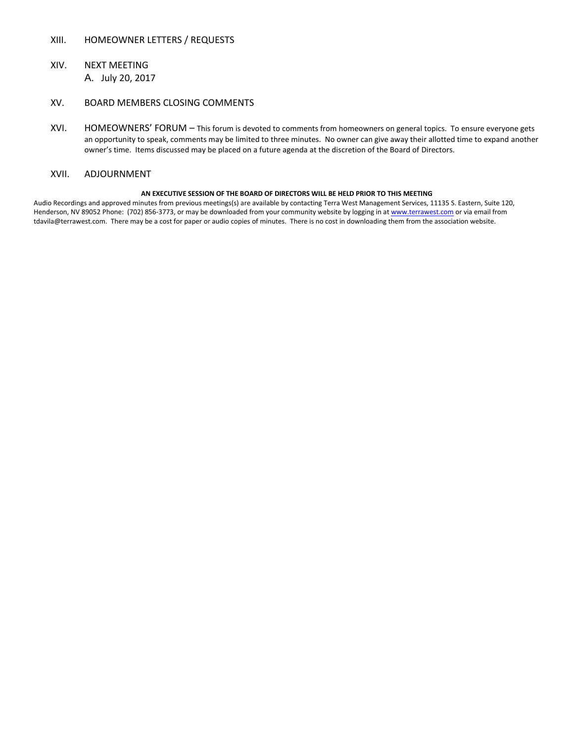XIII. HOMEOWNER LETTERS / REQUESTS

XIV. NEXT MEETING
  A. July 20, 2017

XV. BOARD MEMBERS CLOSING COMMENTS

XVI. HOMEOWNERS' FORUM – This forum is devoted to comments from homeowners on general topics. To ensure everyone gets an opportunity to speak, comments may be limited to three minutes. No owner can give away their allotted time to expand another owner's time. Items discussed may be placed on a future agenda at the discretion of the Board of Directors.

XVII. ADJOURNMENT

**AN EXECUTIVE SESSION OF THE BOARD OF DIRECTORS WILL BE HELD PRIOR TO THIS MEETING**

Audio Recordings and approved minutes from previous meetings(s) are available by contacting Terra West Management Services, 11135 S. Eastern, Suite 120, Henderson, NV 89052 Phone: (702) 856-3773, or may be downloaded from your community website by logging in at www.terrawest.com or via email from tdavila@terrawest.com. There may be a cost for paper or audio copies of minutes. There is no cost in downloading them from the association website.